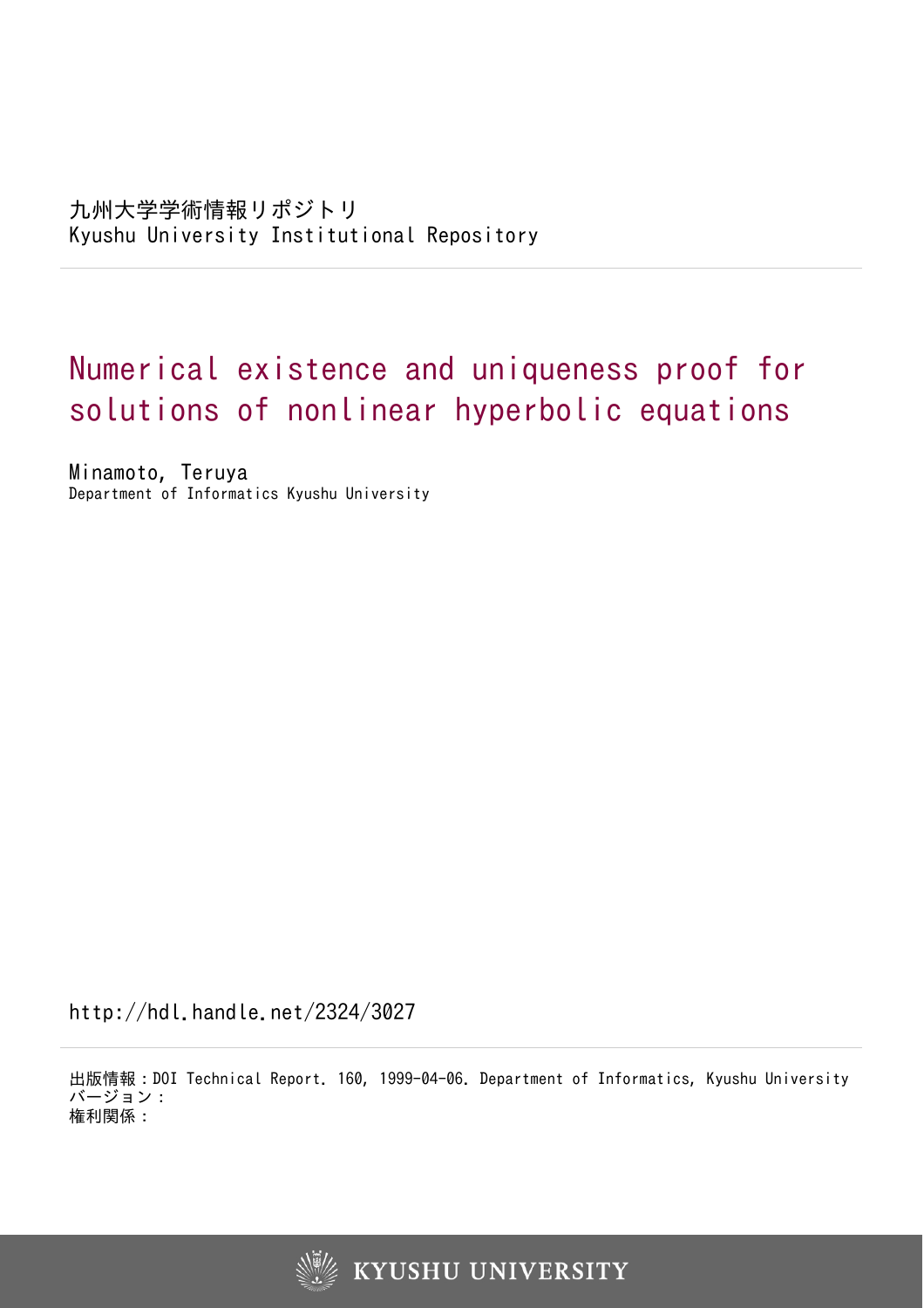九州大学学術情報リポジトリ
Kyushu University Institutional Repository

# Numerical existence and uniqueness proof for solutions of nonlinear hyperbolic equations

Minamoto, Teruya
Department of Informatics Kyushu University

http://hdl.handle.net/2324/3027

出版情報：DOI Technical Report. 160, 1999-04-06. Department of Informatics, Kyushu University
バージョン：
権利関係：

KYUSHU UNIVERSITY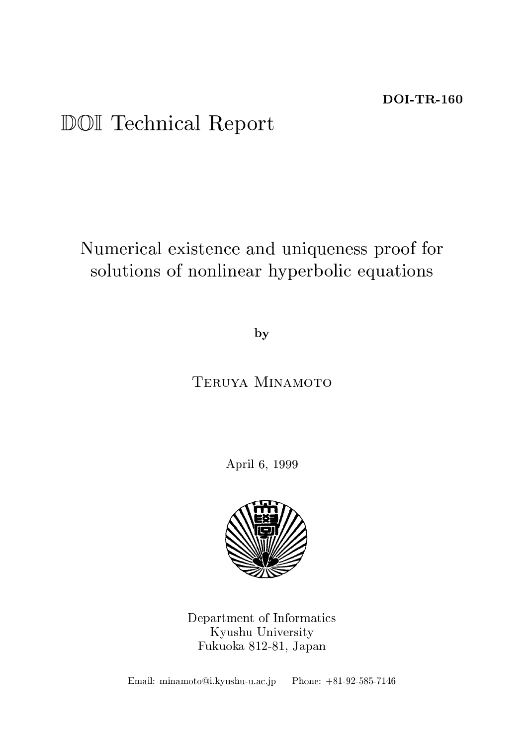DOI-TR-160

# DOI Technical Report

## Numerical existence and uniqueness proof for solutions of nonlinear hyperbolic equations

by

Teruya Minamoto

April 6, 1999

Department of Informatics
Kyushu University
Fukuoka 812-81, Japan

Email: minamoto@i.kyushu-u.ac.jp  Phone: +81-92-585-7146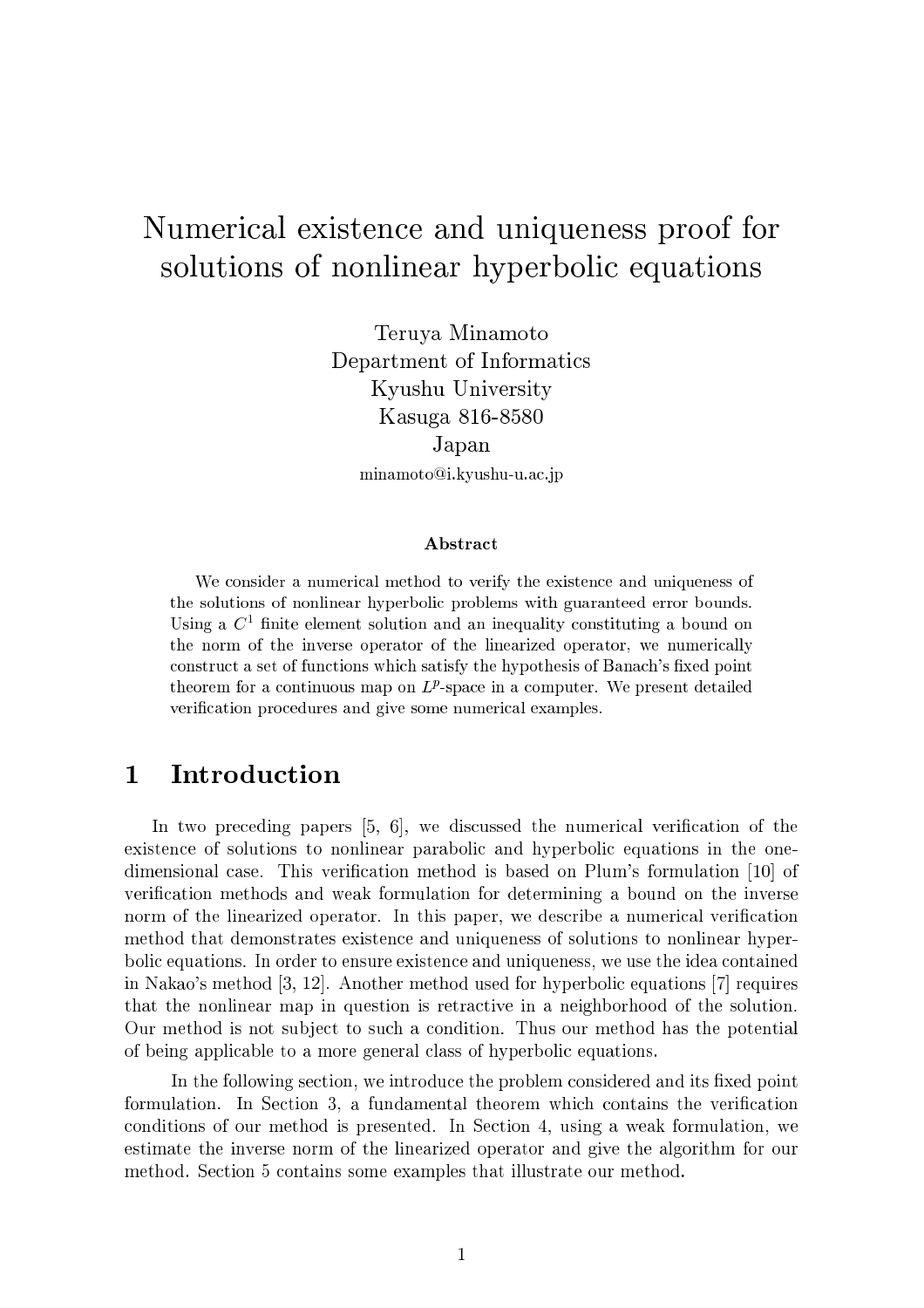# Numerical existence and uniqueness proof for solutions of nonlinear hyperbolic equations

Teruya Minamoto
Department of Informatics
Kyushu University
Kasuga 816-8580
Japan
minamoto@i.kyushu-u.ac.jp

**Abstract**

We consider a numerical method to verify the existence and uniqueness of the solutions of nonlinear hyperbolic problems with guaranteed error bounds. Using a $C^1$ finite element solution and an inequality constituting a bound on the norm of the inverse operator of the linearized operator, we numerically construct a set of functions which satisfy the hypothesis of Banach's fixed point theorem for a continuous map on $L^p$-space in a computer. We present detailed verification procedures and give some numerical examples.

## 1 Introduction

In two preceding papers [5, 6], we discussed the numerical verification of the existence of solutions to nonlinear parabolic and hyperbolic equations in the one-dimensional case. This verification method is based on Plum's formulation [10] of verification methods and weak formulation for determining a bound on the inverse norm of the linearized operator. In this paper, we describe a numerical verification method that demonstrates existence and uniqueness of solutions to nonlinear hyperbolic equations. In order to ensure existence and uniqueness, we use the idea contained in Nakao's method [3, 12]. Another method used for hyperbolic equations [7] requires that the nonlinear map in question is retractive in a neighborhood of the solution. Our method is not subject to such a condition. Thus our method has the potential of being applicable to a more general class of hyperbolic equations.

In the following section, we introduce the problem considered and its fixed point formulation. In Section 3, a fundamental theorem which contains the verification conditions of our method is presented. In Section 4, using a weak formulation, we estimate the inverse norm of the linearized operator and give the algorithm for our method. Section 5 contains some examples that illustrate our method.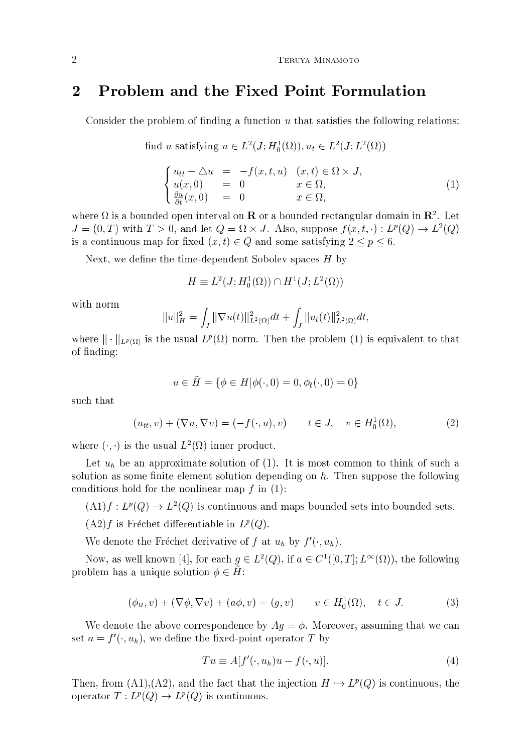## 2 Problem and the Fixed Point Formulation

Consider the problem of finding a function $u$ that satisfies the following relations:

find $u$ satisfying $u \in L^2(J; H_0^1(\Omega)), u_t \in L^2(J; L^2(\Omega))$

$$
\begin{cases} u_{tt} - \triangle u &= -f(x,t,u) \quad (x,t) \in \Omega \times J, \\ u(x,0) &= 0 \qquad\qquad\quad x \in \Omega, \\ \frac{\partial u}{\partial t}(x,0) &= 0 \qquad\qquad\quad x \in \Omega, \end{cases} \tag{1}
$$

where $\Omega$ is a bounded open interval on $\mathbf{R}$ or a bounded rectangular domain in $\mathbf{R}^2$. Let $J = (0,T)$ with $T > 0$, and let $Q = \Omega \times J$. Also, suppose $f(x,t,\cdot) : L^p(Q) \to L^2(Q)$ is a continuous map for fixed $(x,t) \in Q$ and some satisfying $2 \le p \le 6$.

Next, we define the time-dependent Sobolev spaces $H$ by

$$
H \equiv L^2(J; H_0^1(\Omega)) \cap H^1(J; L^2(\Omega))
$$

with norm

$$
\|u\|_H^2 = \int_J \|\nabla u(t)\|_{L^2(\Omega)}^2 dt + \int_J \|u_t(t)\|_{L^2(\Omega)}^2 dt,
$$

where $\|\cdot\|_{L^p(\Omega)}$ is the usual $L^p(\Omega)$ norm. Then the problem (1) is equivalent to that of finding:

$$
u \in \tilde{H} = \{\phi \in H | \phi(\cdot, 0) = 0, \phi_t(\cdot, 0) = 0\}
$$

such that

$$
(u_{tt}, v) + (\nabla u, \nabla v) = (-f(\cdot, u), v) \qquad t \in J, \quad v \in H_0^1(\Omega), \tag{2}
$$

where $(\cdot,\cdot)$ is the usual $L^2(\Omega)$ inner product.

Let $u_h$ be an approximate solution of (1). It is most common to think of such a solution as some finite element solution depending on $h$. Then suppose the following conditions hold for the nonlinear map $f$ in (1):

(A1) $f : L^p(Q) \to L^2(Q)$ is continuous and maps bounded sets into bounded sets.

(A2) $f$ is Fréchet differentiable in $L^p(Q)$.

We denote the Fréchet derivative of $f$ at $u_h$ by $f'(\cdot, u_h)$.

Now, as well known [4], for each $g \in L^2(Q)$, if $a \in C^1([0,T]; L^\infty(\Omega))$, the following problem has a unique solution $\phi \in \tilde{H}$:

$$
(\phi_{tt}, v) + (\nabla \phi, \nabla v) + (a\phi, v) = (g, v) \qquad v \in H_0^1(\Omega), \quad t \in J. \tag{3}
$$

We denote the above correspondence by $Ag = \phi$. Moreover, assuming that we can set $a = f'(\cdot, u_h)$, we define the fixed-point operator $T$ by

$$
Tu \equiv A[f'(\cdot, u_h)u - f(\cdot, u)]. \tag{4}
$$

Then, from (A1),(A2), and the fact that the injection $H \hookrightarrow L^p(Q)$ is continuous, the operator $T : L^p(Q) \to L^p(Q)$ is continuous.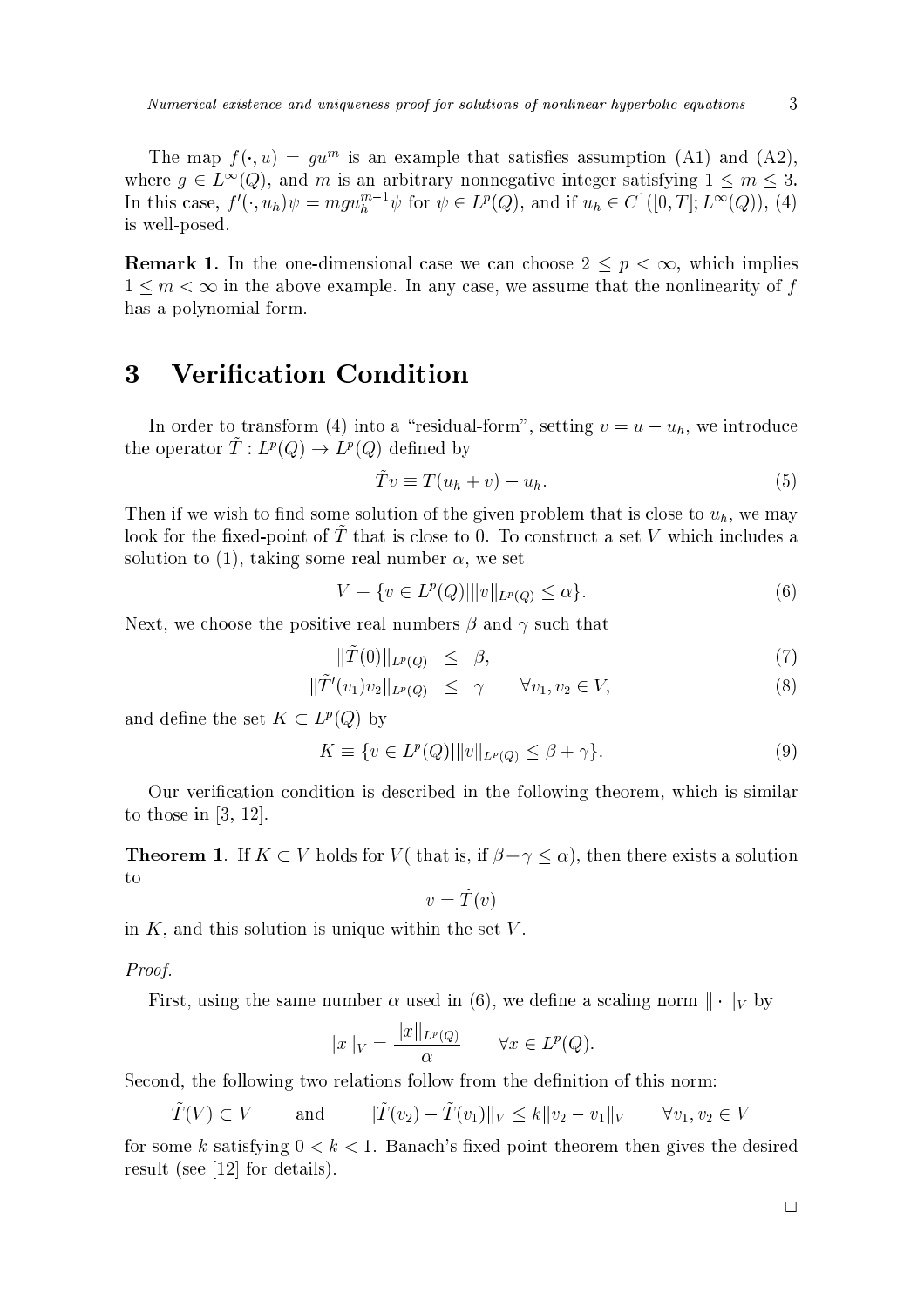The map $f(\cdot, u) = gu^m$ is an example that satisfies assumption (A1) and (A2), where $g \in L^\infty(Q)$, and $m$ is an arbitrary nonnegative integer satisfying $1 \le m \le 3$. In this case, $f'(\cdot, u_h)\psi = mgu_h^{m-1}\psi$ for $\psi \in L^p(Q)$, and if $u_h \in C^1([0,T]; L^\infty(Q))$, (4) is well-posed.

**Remark 1.** In the one-dimensional case we can choose $2 \le p < \infty$, which implies $1 \le m < \infty$ in the above example. In any case, we assume that the nonlinearity of $f$ has a polynomial form.

## 3 Verification Condition

In order to transform (4) into a "residual-form", setting $v = u - u_h$, we introduce the operator $\tilde{T} : L^p(Q) \to L^p(Q)$ defined by

$$\tilde{T}v \equiv T(u_h + v) - u_h. \tag{5}$$

Then if we wish to find some solution of the given problem that is close to $u_h$, we may look for the fixed-point of $\tilde{T}$ that is close to 0. To construct a set $V$ which includes a solution to (1), taking some real number $\alpha$, we set

$$V \equiv \{v \in L^p(Q) | \|v\|_{L^p(Q)} \le \alpha\}. \tag{6}$$

Next, we choose the positive real numbers $\beta$ and $\gamma$ such that

$$\|\tilde{T}(0)\|_{L^p(Q)} \le \beta, \tag{7}$$

$$\|\tilde{T}'(v_1)v_2\|_{L^p(Q)} \le \gamma \qquad \forall v_1, v_2 \in V, \tag{8}$$

and define the set $K \subset L^p(Q)$ by

$$K \equiv \{v \in L^p(Q) | \|v\|_{L^p(Q)} \le \beta + \gamma\}. \tag{9}$$

Our verification condition is described in the following theorem, which is similar to those in [3, 12].

**Theorem 1**. If $K \subset V$ holds for $V$( that is, if $\beta + \gamma \le \alpha$), then there exists a solution to

$$v = \tilde{T}(v)$$

in $K$, and this solution is unique within the set $V$.

*Proof.*

First, using the same number $\alpha$ used in (6), we define a scaling norm $\|\cdot\|_V$ by

$$\|x\|_V = \frac{\|x\|_{L^p(Q)}}{\alpha} \qquad \forall x \in L^p(Q).$$

Second, the following two relations follow from the definition of this norm:

$$\tilde{T}(V) \subset V \qquad \text{and} \qquad \|\tilde{T}(v_2) - \tilde{T}(v_1)\|_V \le k\|v_2 - v_1\|_V \qquad \forall v_1, v_2 \in V$$

for some $k$ satisfying $0 < k < 1$. Banach's fixed point theorem then gives the desired result (see [12] for details).

□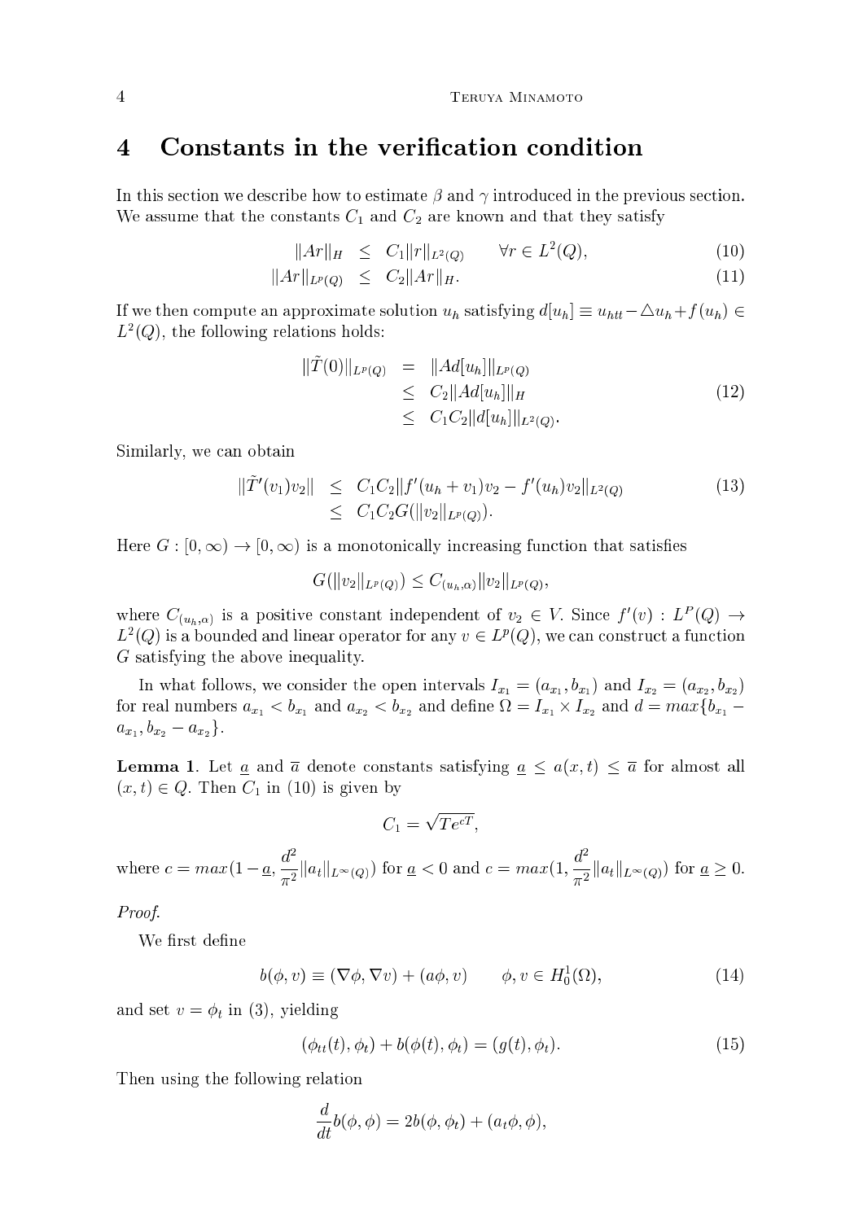# 4 Constants in the verification condition

In this section we describe how to estimate $\beta$ and $\gamma$ introduced in the previous section. We assume that the constants $C_1$ and $C_2$ are known and that they satisfy

$$
\begin{aligned}
\|Ar\|_H &\leq C_1 \|r\|_{L^2(Q)} \qquad \forall r \in L^2(Q), &(10)\\
\|Ar\|_{L^p(Q)} &\leq C_2 \|Ar\|_H. &(11)
\end{aligned}
$$

If we then compute an approximate solution $u_h$ satisfying $d[u_h] \equiv u_{htt} - \triangle u_h + f(u_h) \in L^2(Q)$, the following relations holds:

$$
\begin{aligned}
\|\tilde{T}(0)\|_{L^p(Q)} &= \|Ad[u_h]\|_{L^p(Q)} \\
&\leq C_2 \|Ad[u_h]\|_H \\
&\leq C_1 C_2 \|d[u_h]\|_{L^2(Q)}.
\end{aligned}
\tag{12}
$$

Similarly, we can obtain

$$
\begin{aligned}
\|\tilde{T}'(v_1)v_2\| &\leq C_1 C_2 \|f'(u_h + v_1)v_2 - f'(u_h)v_2\|_{L^2(Q)} \\
&\leq C_1 C_2 G(\|v_2\|_{L^p(Q)}).
\end{aligned}
\tag{13}
$$

Here $G : [0, \infty) \to [0, \infty)$ is a monotonically increasing function that satisfies

$$
G(\|v_2\|_{L^p(Q)}) \leq C_{(u_h, \alpha)} \|v_2\|_{L^p(Q)},
$$

where $C_{(u_h,\alpha)}$ is a positive constant independent of $v_2 \in V$. Since $f'(v) : L^P(Q) \to L^2(Q)$ is a bounded and linear operator for any $v \in L^p(Q)$, we can construct a function $G$ satisfying the above inequality.

In what follows, we consider the open intervals $I_{x_1} = (a_{x_1}, b_{x_1})$ and $I_{x_2} = (a_{x_2}, b_{x_2})$ for real numbers $a_{x_1} < b_{x_1}$ and $a_{x_2} < b_{x_2}$ and define $\Omega = I_{x_1} \times I_{x_2}$ and $d = max\{b_{x_1} - a_{x_1}, b_{x_2} - a_{x_2}\}$.

**Lemma 1**. Let $\underline{a}$ and $\overline{a}$ denote constants satisfying $\underline{a} \leq a(x,t) \leq \overline{a}$ for almost all $(x,t) \in Q$. Then $C_1$ in (10) is given by

$$
C_1 = \sqrt{T e^{cT}},
$$

where $c = max(1 - \underline{a}, \dfrac{d^2}{\pi^2}\|a_t\|_{L^\infty(Q)})$ for $\underline{a} < 0$ and $c = max(1, \dfrac{d^2}{\pi^2}\|a_t\|_{L^\infty(Q)})$ for $\underline{a} \geq 0$.

*Proof.*

We first define

$$
b(\phi, v) \equiv (\nabla\phi, \nabla v) + (a\phi, v) \qquad \phi, v \in H_0^1(\Omega),
\tag{14}
$$

and set $v = \phi_t$ in (3), yielding

$$
(\phi_{tt}(t), \phi_t) + b(\phi(t), \phi_t) = (g(t), \phi_t).
\tag{15}
$$

Then using the following relation

$$
\frac{d}{dt} b(\phi, \phi) = 2b(\phi, \phi_t) + (a_t \phi, \phi),
$$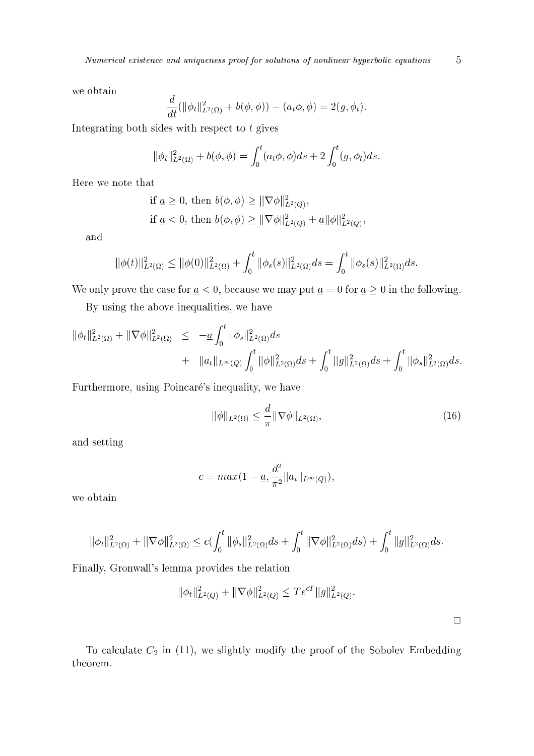we obtain

$$\frac{d}{dt}(\|\phi_t\|^2_{L^2(\Omega)} + b(\phi,\phi)) - (a_t\phi,\phi) = 2(g,\phi_t).$$

Integrating both sides with respect to $t$ gives

$$\|\phi_t\|^2_{L^2(\Omega)} + b(\phi,\phi) = \int_0^t (a_t\phi,\phi)ds + 2\int_0^t (g,\phi_t)ds.$$

Here we note that

$$\text{if } \underline{a} \geq 0, \text{ then } b(\phi,\phi) \geq \|\nabla\phi\|^2_{L^2(Q)},$$
$$\text{if } \underline{a} < 0, \text{ then } b(\phi,\phi) \geq \|\nabla\phi\|^2_{L^2(Q)} + \underline{a}\|\phi\|^2_{L^2(Q)},$$

and

$$\|\phi(t)\|^2_{L^2(\Omega)} \leq \|\phi(0)\|^2_{L^2(\Omega)} + \int_0^t \|\phi_s(s)\|^2_{L^2(\Omega)}ds = \int_0^t \|\phi_s(s)\|^2_{L^2(\Omega)}ds.$$

We only prove the case for $\underline{a} < 0$, because we may put $\underline{a} = 0$ for $\underline{a} \geq 0$ in the following.

By using the above inequalities, we have

$$\begin{aligned}\|\phi_t\|^2_{L^2(\Omega)} + \|\nabla\phi\|^2_{L^2(\Omega)} &\leq -\underline{a}\int_0^t \|\phi_s\|^2_{L^2(\Omega)}ds \\ &+ \|a_t\|_{L^\infty(Q)}\int_0^t \|\phi\|^2_{L^2(\Omega)}ds + \int_0^t \|g\|^2_{L^2(\Omega)}ds + \int_0^t \|\phi_s\|^2_{L^2(\Omega)}ds.\end{aligned}$$

Furthermore, using Poincaré's inequality, we have

$$\|\phi\|_{L^2(\Omega)} \leq \frac{d}{\pi}\|\nabla\phi\|_{L^2(\Omega)}, \tag{16}$$

and setting

$$c = max(1 - \underline{a}, \frac{d^2}{\pi^2}\|a_t\|_{L^\infty(Q)}),$$

we obtain

$$\|\phi_t\|^2_{L^2(\Omega)} + \|\nabla\phi\|^2_{L^2(\Omega)} \leq c(\int_0^t \|\phi_s\|^2_{L^2(\Omega)}ds + \int_0^t \|\nabla\phi\|^2_{L^2(\Omega)}ds) + \int_0^t \|g\|^2_{L^2(\Omega)}ds.$$

Finally, Gronwall's lemma provides the relation

$$\|\phi_t\|^2_{L^2(Q)} + \|\nabla\phi\|^2_{L^2(Q)} \leq Te^{cT}\|g\|^2_{L^2(Q)}.$$

□

To calculate $C_2$ in (11), we slightly modify the proof of the Sobolev Embedding theorem.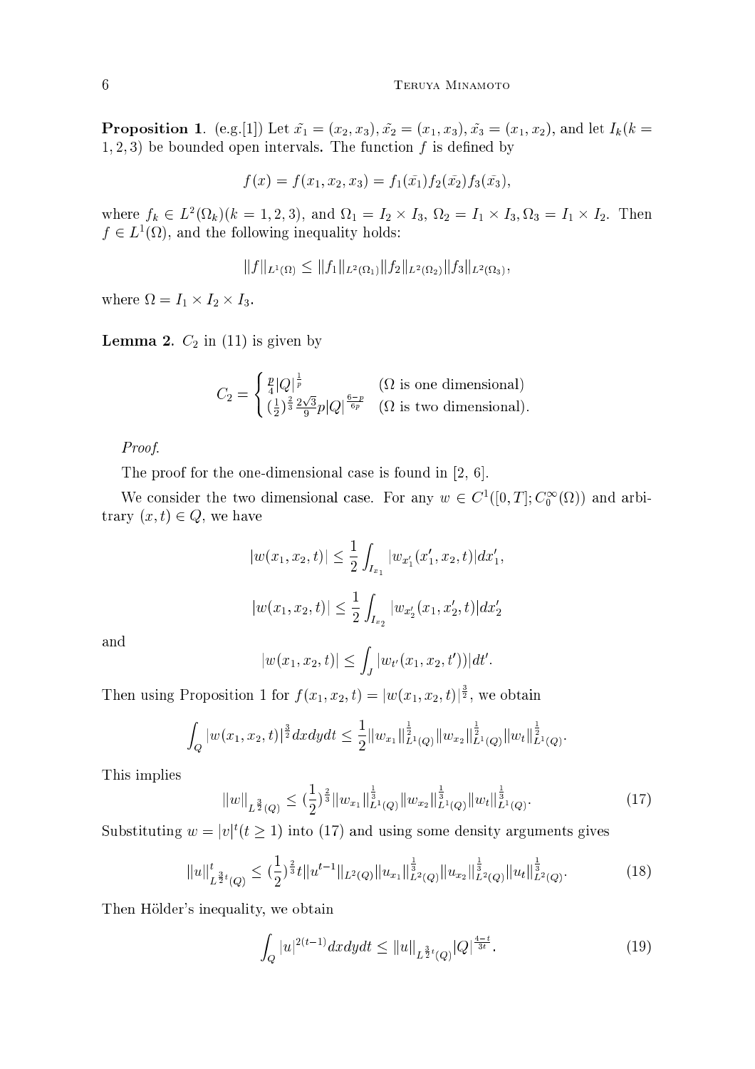**Proposition 1**. (e.g.[1]) Let $\tilde{x_1} = (x_2, x_3), \tilde{x_2} = (x_1, x_3), \tilde{x_3} = (x_1, x_2)$, and let $I_k (k = 1, 2, 3)$ be bounded open intervals. The function $f$ is defined by

$$f(x) = f(x_1, x_2, x_3) = f_1(\tilde{x_1}) f_2(\tilde{x_2}) f_3(\tilde{x_3}),$$

where $f_k \in L^2(\Omega_k)(k = 1, 2, 3)$, and $\Omega_1 = I_2 \times I_3$, $\Omega_2 = I_1 \times I_3, \Omega_3 = I_1 \times I_2$. Then $f \in L^1(\Omega)$, and the following inequality holds:

$$\|f\|_{L^1(\Omega)} \leq \|f_1\|_{L^2(\Omega_1)} \|f_2\|_{L^2(\Omega_2)} \|f_3\|_{L^2(\Omega_3)},$$

where $\Omega = I_1 \times I_2 \times I_3$.

**Lemma 2**. $C_2$ in (11) is given by

$$C_2 = \begin{cases} \frac{p}{4} |Q|^{\frac{1}{p}} & (\Omega \text{ is one dimensional}) \\ (\frac{1}{2})^{\frac{2}{3}} \frac{2\sqrt{3}}{9} p |Q|^{\frac{6-p}{6p}} & (\Omega \text{ is two dimensional}). \end{cases}$$

*Proof*.

The proof for the one-dimensional case is found in [2, 6].

We consider the two dimensional case. For any $w \in C^1([0, T]; C_0^\infty(\Omega))$ and arbitrary $(x, t) \in Q$, we have

$$|w(x_1, x_2, t)| \leq \frac{1}{2} \int_{I_{x_1}} |w_{x_1'}(x_1', x_2, t)| dx_1',$$

$$|w(x_1, x_2, t)| \leq \frac{1}{2} \int_{I_{x_2}} |w_{x_2'}(x_1, x_2', t)| dx_2'$$

and

$$|w(x_1, x_2, t)| \leq \int_J |w_{t'}(x_1, x_2, t'))| dt'.$$

Then using Proposition 1 for $f(x_1, x_2, t) = |w(x_1, x_2, t)|^{\frac{3}{2}}$, we obtain

$$\int_Q |w(x_1, x_2, t)|^{\frac{3}{2}} dx dy dt \leq \frac{1}{2} \|w_{x_1}\|^{\frac{1}{2}}_{L^1(Q)} \|w_{x_2}\|^{\frac{1}{2}}_{L^1(Q)} \|w_t\|^{\frac{1}{2}}_{L^1(Q)}.$$

This implies

$$\|w\|_{L^{\frac{3}{2}}(Q)} \leq (\frac{1}{2})^{\frac{2}{3}} \|w_{x_1}\|^{\frac{1}{3}}_{L^1(Q)} \|w_{x_2}\|^{\frac{1}{3}}_{L^1(Q)} \|w_t\|^{\frac{1}{3}}_{L^1(Q)}. \tag{17}$$

Substituting $w = |v|^t (t \geq 1)$ into (17) and using some density arguments gives

$$\|u\|^t_{L^{\frac{3}{2}t}(Q)} \leq (\frac{1}{2})^{\frac{2}{3}} t \|u^{t-1}\|_{L^2(Q)} \|u_{x_1}\|^{\frac{1}{3}}_{L^2(Q)} \|u_{x_2}\|^{\frac{1}{3}}_{L^2(Q)} \|u_t\|^{\frac{1}{3}}_{L^2(Q)}. \tag{18}$$

Then Hölder's inequality, we obtain

$$\int_Q |u|^{2(t-1)} dx dy dt \leq \|u\|_{L^{\frac{3}{2}t}(Q)} |Q|^{\frac{4-t}{3t}}. \tag{19}$$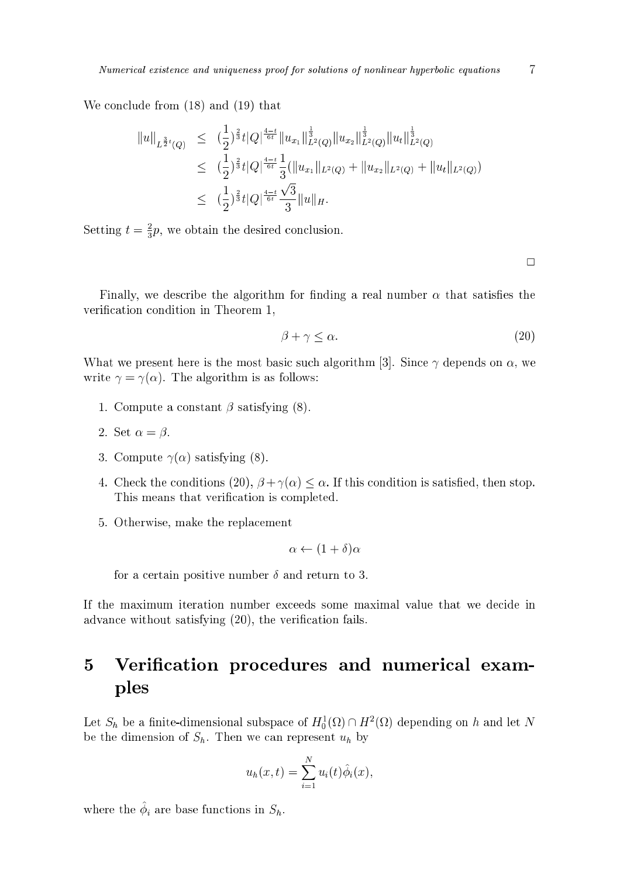We conclude from (18) and (19) that

$$
\begin{aligned}
\|u\|_{L^{\frac{3}{2}t}(Q)} &\leq (\frac{1}{2})^{\frac{2}{3}} t |Q|^{\frac{4-t}{6t}} \|u_{x_1}\|_{L^2(Q)}^{\frac{1}{3}} \|u_{x_2}\|_{L^2(Q)}^{\frac{1}{3}} \|u_t\|_{L^2(Q)}^{\frac{1}{3}} \\
&\leq (\frac{1}{2})^{\frac{2}{3}} t |Q|^{\frac{4-t}{6t}} \frac{1}{3} (\|u_{x_1}\|_{L^2(Q)} + \|u_{x_2}\|_{L^2(Q)} + \|u_t\|_{L^2(Q)}) \\
&\leq (\frac{1}{2})^{\frac{2}{3}} t |Q|^{\frac{4-t}{6t}} \frac{\sqrt{3}}{3} \|u\|_H.
\end{aligned}
$$

Setting $t = \frac{2}{3}p$, we obtain the desired conclusion.

□

Finally, we describe the algorithm for finding a real number $\alpha$ that satisfies the verification condition in Theorem 1,

$$
\beta + \gamma \leq \alpha. \tag{20}
$$

What we present here is the most basic such algorithm [3]. Since $\gamma$ depends on $\alpha$, we write $\gamma = \gamma(\alpha)$. The algorithm is as follows:

1. Compute a constant $\beta$ satisfying (8).
2. Set $\alpha = \beta$.
3. Compute $\gamma(\alpha)$ satisfying (8).
4. Check the conditions (20), $\beta + \gamma(\alpha) \leq \alpha$. If this condition is satisfied, then stop. This means that verification is completed.
5. Otherwise, make the replacement

$$
\alpha \leftarrow (1 + \delta)\alpha
$$

   for a certain positive number $\delta$ and return to 3.

If the maximum iteration number exceeds some maximal value that we decide in advance without satisfying (20), the verification fails.

## 5 Verification procedures and numerical examples

Let $S_h$ be a finite-dimensional subspace of $H_0^1(\Omega) \cap H^2(\Omega)$ depending on $h$ and let $N$ be the dimension of $S_h$. Then we can represent $u_h$ by

$$
u_h(x, t) = \sum_{i=1}^{N} u_i(t) \hat{\phi}_i(x),
$$

where the $\hat{\phi}_i$ are base functions in $S_h$.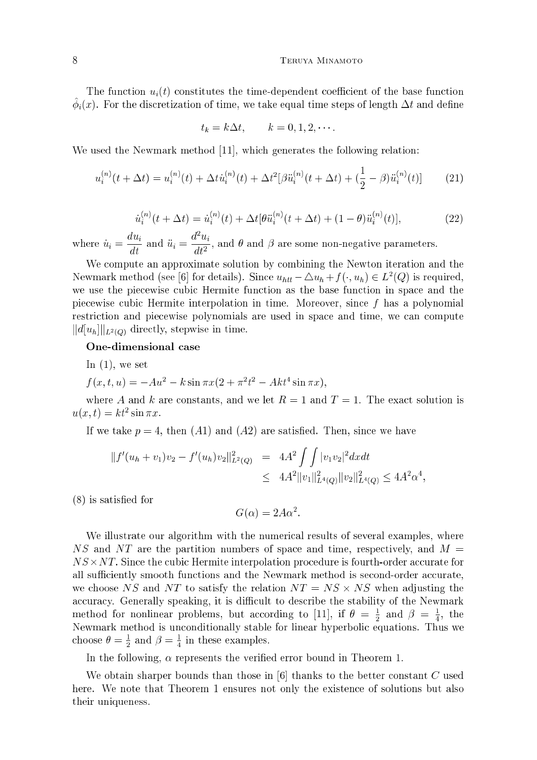The function $u_i(t)$ constitutes the time-dependent coefficient of the base function $\hat{\phi}_i(x)$. For the discretization of time, we take equal time steps of length $\Delta t$ and define

$$t_k = k\Delta t, \qquad k = 0, 1, 2, \cdots.$$

We used the Newmark method [11], which generates the following relation:

$$u_i^{(n)}(t + \Delta t) = u_i^{(n)}(t) + \Delta t \dot{u}_i^{(n)}(t) + \Delta t^2[\beta \ddot{u}_i^{(n)}(t + \Delta t) + (\frac{1}{2} - \beta)\ddot{u}_i^{(n)}(t)] \tag{21}$$

$$\dot{u}_i^{(n)}(t + \Delta t) = \dot{u}_i^{(n)}(t) + \Delta t[\theta \ddot{u}_i^{(n)}(t + \Delta t) + (1 - \theta)\ddot{u}_i^{(n)}(t)], \tag{22}$$

where $\dot{u}_i = \dfrac{du_i}{dt}$ and $\ddot{u}_i = \dfrac{d^2 u_i}{dt^2}$, and $\theta$ and $\beta$ are some non-negative parameters.

We compute an approximate solution by combining the Newton iteration and the Newmark method (see [6] for details). Since $u_{htt} - \triangle u_h + f(\cdot, u_h) \in L^2(Q)$ is required, we use the piecewise cubic Hermite function as the base function in space and the piecewise cubic Hermite interpolation in time. Moreover, since $f$ has a polynomial restriction and piecewise polynomials are used in space and time, we can compute $\|d[u_h]\|_{L^2(Q)}$ directly, stepwise in time.

**One-dimensional case**

In (1), we set

$f(x, t, u) = -Au^2 - k \sin \pi x(2 + \pi^2 t^2 - Akt^4 \sin \pi x)$,

where $A$ and $k$ are constants, and we let $R = 1$ and $T = 1$. The exact solution is $u(x, t) = kt^2 \sin \pi x$.

If we take $p = 4$, then $(A1)$ and $(A2)$ are satisfied. Then, since we have

$$\begin{aligned} \|f'(u_h + v_1)v_2 - f'(u_h)v_2\|^2_{L^2(Q)} &= 4A^2 \int\int |v_1 v_2|^2 dx dt \\ &\leq 4A^2 \|v_1\|^2_{L^4(Q)} \|v_2\|^2_{L^4(Q)} \leq 4A^2 \alpha^4, \end{aligned}$$

(8) is satisfied for

$$G(\alpha) = 2A\alpha^2.$$

We illustrate our algorithm with the numerical results of several examples, where $NS$ and $NT$ are the partition numbers of space and time, respectively, and $M = NS \times NT$. Since the cubic Hermite interpolation procedure is fourth-order accurate for all sufficiently smooth functions and the Newmark method is second-order accurate, we choose $NS$ and $NT$ to satisfy the relation $NT = NS \times NS$ when adjusting the accuracy. Generally speaking, it is difficult to describe the stability of the Newmark method for nonlinear problems, but according to [11], if $\theta = \frac{1}{2}$ and $\beta = \frac{1}{4}$, the Newmark method is unconditionally stable for linear hyperbolic equations. Thus we choose $\theta = \frac{1}{2}$ and $\beta = \frac{1}{4}$ in these examples.

In the following, $\alpha$ represents the verified error bound in Theorem 1.

We obtain sharper bounds than those in [6] thanks to the better constant $C$ used here. We note that Theorem 1 ensures not only the existence of solutions but also their uniqueness.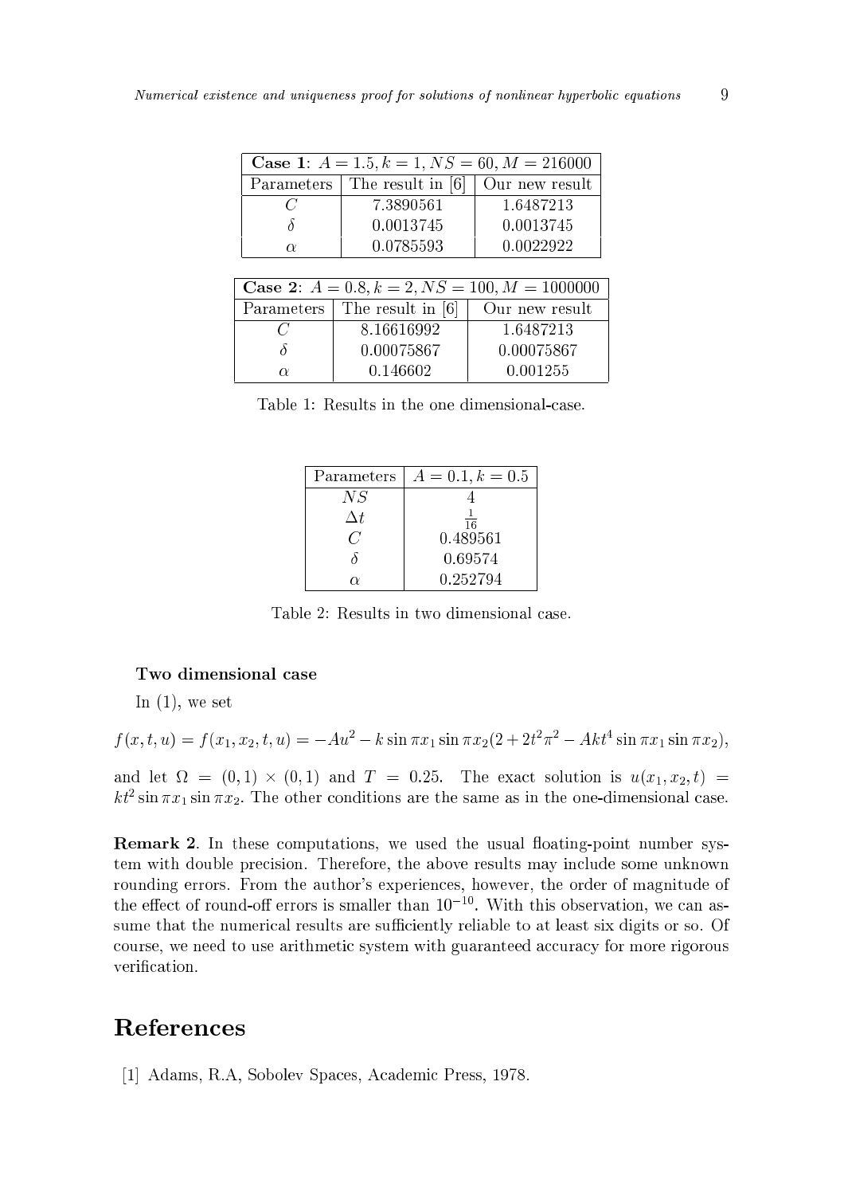| **Case 1**: $A = 1.5, k = 1, NS = 60, M = 216000$ | | |
|---|---|---|
| Parameters | The result in [6] | Our new result |
| $C$ | 7.3890561 | 1.6487213 |
| $\delta$ | 0.0013745 | 0.0013745 |
| $\alpha$ | 0.0785593 | 0.0022922 |

| **Case 2**: $A = 0.8, k = 2, NS = 100, M = 1000000$ | | |
|---|---|---|
| Parameters | The result in [6] | Our new result |
| $C$ | 8.16616992 | 1.6487213 |
| $\delta$ | 0.00075867 | 0.00075867 |
| $\alpha$ | 0.146602 | 0.001255 |

Table 1: Results in the one dimensional-case.

| Parameters | $A = 0.1, k = 0.5$ |
|---|---|
| $NS$ | 4 |
| $\Delta t$ | $\frac{1}{16}$ |
| $C$ | 0.489561 |
| $\delta$ | 0.69574 |
| $\alpha$ | 0.252794 |

Table 2: Results in two dimensional case.

**Two dimensional case**

In (1), we set

$$f(x, t, u) = f(x_1, x_2, t, u) = -Au^2 - k \sin \pi x_1 \sin \pi x_2 (2 + 2t^2\pi^2 - Akt^4 \sin \pi x_1 \sin \pi x_2),$$

and let $\Omega = (0, 1) \times (0, 1)$ and $T = 0.25$. The exact solution is $u(x_1, x_2, t) = kt^2 \sin \pi x_1 \sin \pi x_2$. The other conditions are the same as in the one-dimensional case.

**Remark 2**. In these computations, we used the usual floating-point number system with double precision. Therefore, the above results may include some unknown rounding errors. From the author's experiences, however, the order of magnitude of the effect of round-off errors is smaller than $10^{-10}$. With this observation, we can assume that the numerical results are sufficiently reliable to at least six digits or so. Of course, we need to use arithmetic system with guaranteed accuracy for more rigorous verification.

# References

[1] Adams, R.A, Sobolev Spaces, Academic Press, 1978.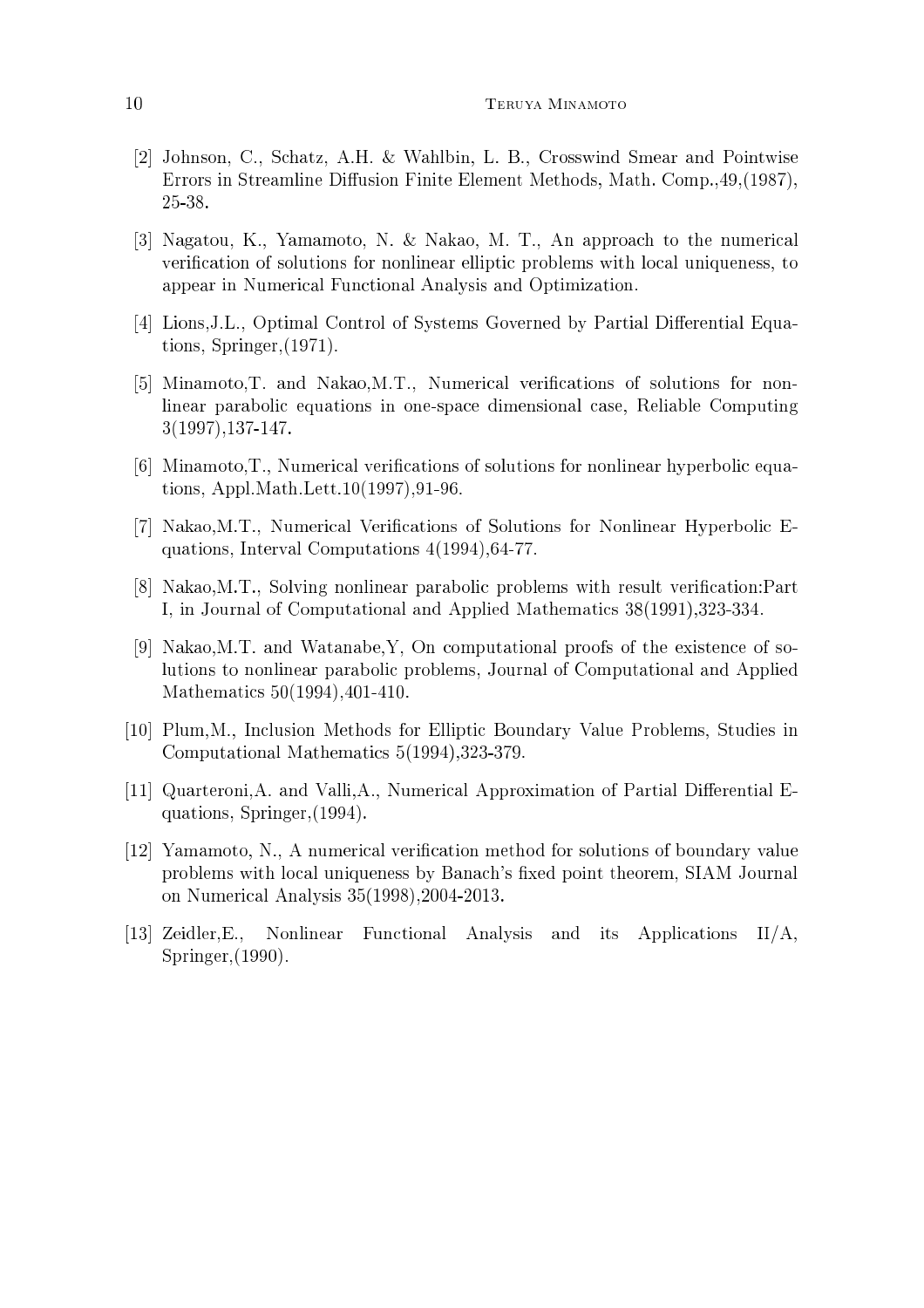[2] Johnson, C., Schatz, A.H. & Wahlbin, L. B., Crosswind Smear and Pointwise Errors in Streamline Diffusion Finite Element Methods, Math. Comp.,49,(1987), 25-38.

[3] Nagatou, K., Yamamoto, N. & Nakao, M. T., An approach to the numerical verification of solutions for nonlinear elliptic problems with local uniqueness, to appear in Numerical Functional Analysis and Optimization.

[4] Lions,J.L., Optimal Control of Systems Governed by Partial Differential Equations, Springer,(1971).

[5] Minamoto,T. and Nakao,M.T., Numerical verifications of solutions for nonlinear parabolic equations in one-space dimensional case, Reliable Computing 3(1997),137-147.

[6] Minamoto,T., Numerical verifications of solutions for nonlinear hyperbolic equations, Appl.Math.Lett.10(1997),91-96.

[7] Nakao,M.T., Numerical Verifications of Solutions for Nonlinear Hyperbolic Equations, Interval Computations 4(1994),64-77.

[8] Nakao,M.T., Solving nonlinear parabolic problems with result verification:Part I, in Journal of Computational and Applied Mathematics 38(1991),323-334.

[9] Nakao,M.T. and Watanabe,Y, On computational proofs of the existence of solutions to nonlinear parabolic problems, Journal of Computational and Applied Mathematics 50(1994),401-410.

[10] Plum,M., Inclusion Methods for Elliptic Boundary Value Problems, Studies in Computational Mathematics 5(1994),323-379.

[11] Quarteroni,A. and Valli,A., Numerical Approximation of Partial Differential Equations, Springer,(1994).

[12] Yamamoto, N., A numerical verification method for solutions of boundary value problems with local uniqueness by Banach's fixed point theorem, SIAM Journal on Numerical Analysis 35(1998),2004-2013.

[13] Zeidler,E., Nonlinear Functional Analysis and its Applications II/A, Springer,(1990).